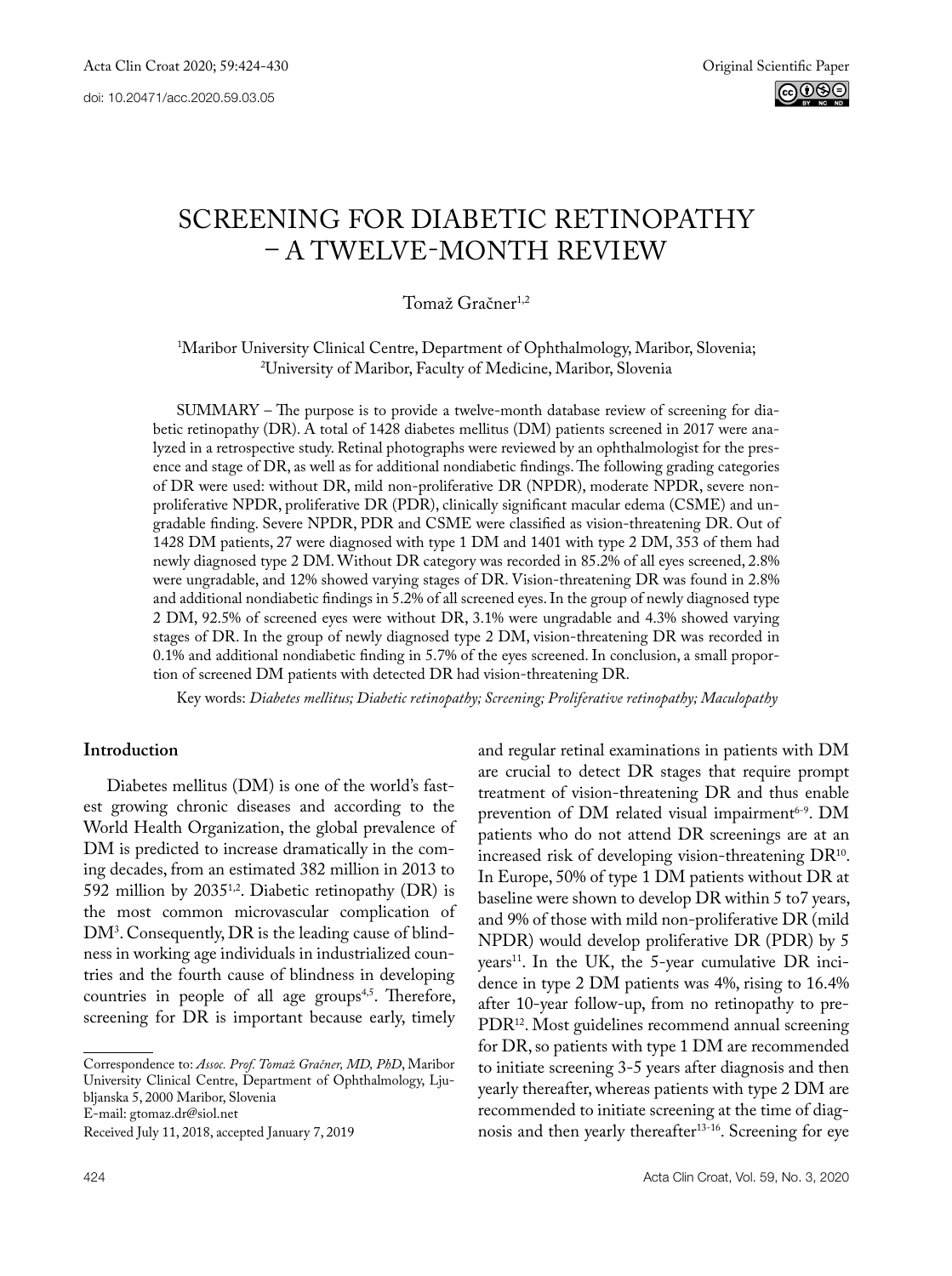Original Scientific Paper

doi: 10.20471/acc.2020.59.03.05

# SCREENING FOR DIABETIC RETINOPATHY – A TWELVE-MONTH REVIEW

Tomaž Gračner[1,2]

[1]Maribor University Clinical Centre, Department of Ophthalmology, Maribor, Slovenia;
[2]University of Maribor, Faculty of Medicine, Maribor, Slovenia

SUMMARY – The purpose is to provide a twelve-month database review of screening for diabetic retinopathy (DR). A total of 1428 diabetes mellitus (DM) patients screened in 2017 were analyzed in a retrospective study. Retinal photographs were reviewed by an ophthalmologist for the presence and stage of DR, as well as for additional nondiabetic findings. The following grading categories of DR were used: without DR, mild non-proliferative DR (NPDR), moderate NPDR, severe non-proliferative NPDR, proliferative DR (PDR), clinically significant macular edema (CSME) and ungradable finding. Severe NPDR, PDR and CSME were classified as vision-threatening DR. Out of 1428 DM patients, 27 were diagnosed with type 1 DM and 1401 with type 2 DM, 353 of them had newly diagnosed type 2 DM. Without DR category was recorded in 85.2% of all eyes screened, 2.8% were ungradable, and 12% showed varying stages of DR. Vision-threatening DR was found in 2.8% and additional nondiabetic findings in 5.2% of all screened eyes. In the group of newly diagnosed type 2 DM, 92.5% of screened eyes were without DR, 3.1% were ungradable and 4.3% showed varying stages of DR. In the group of newly diagnosed type 2 DM, vision-threatening DR was recorded in 0.1% and additional nondiabetic finding in 5.7% of the eyes screened. In conclusion, a small proportion of screened DM patients with detected DR had vision-threatening DR.

Key words: *Diabetes mellitus; Diabetic retinopathy; Screening; Proliferative retinopathy; Maculopathy*

## Introduction

Diabetes mellitus (DM) is one of the world's fastest growing chronic diseases and according to the World Health Organization, the global prevalence of DM is predicted to increase dramatically in the coming decades, from an estimated 382 million in 2013 to 592 million by 2035[1,2]. Diabetic retinopathy (DR) is the most common microvascular complication of DM[3]. Consequently, DR is the leading cause of blindness in working age individuals in industrialized countries and the fourth cause of blindness in developing countries in people of all age groups[4,5]. Therefore, screening for DR is important because early, timely and regular retinal examinations in patients with DM are crucial to detect DR stages that require prompt treatment of vision-threatening DR and thus enable prevention of DM related visual impairment[6-9]. DM patients who do not attend DR screenings are at an increased risk of developing vision-threatening DR[10]. In Europe, 50% of type 1 DM patients without DR at baseline were shown to develop DR within 5 to7 years, and 9% of those with mild non-proliferative DR (mild NPDR) would develop proliferative DR (PDR) by 5 years[11]. In the UK, the 5-year cumulative DR incidence in type 2 DM patients was 4%, rising to 16.4% after 10-year follow-up, from no retinopathy to pre-PDR[12]. Most guidelines recommend annual screening for DR, so patients with type 1 DM are recommended to initiate screening 3-5 years after diagnosis and then yearly thereafter, whereas patients with type 2 DM are recommended to initiate screening at the time of diagnosis and then yearly thereafter[13-16]. Screening for eye

Correspondence to: *Assoc. Prof. Tomaž Gračner, MD, PhD*, Maribor University Clinical Centre, Department of Ophthalmology, Ljubljanska 5, 2000 Maribor, Slovenia
E-mail: gtomaz.dr@siol.net

Received July 11, 2018, accepted January 7, 2019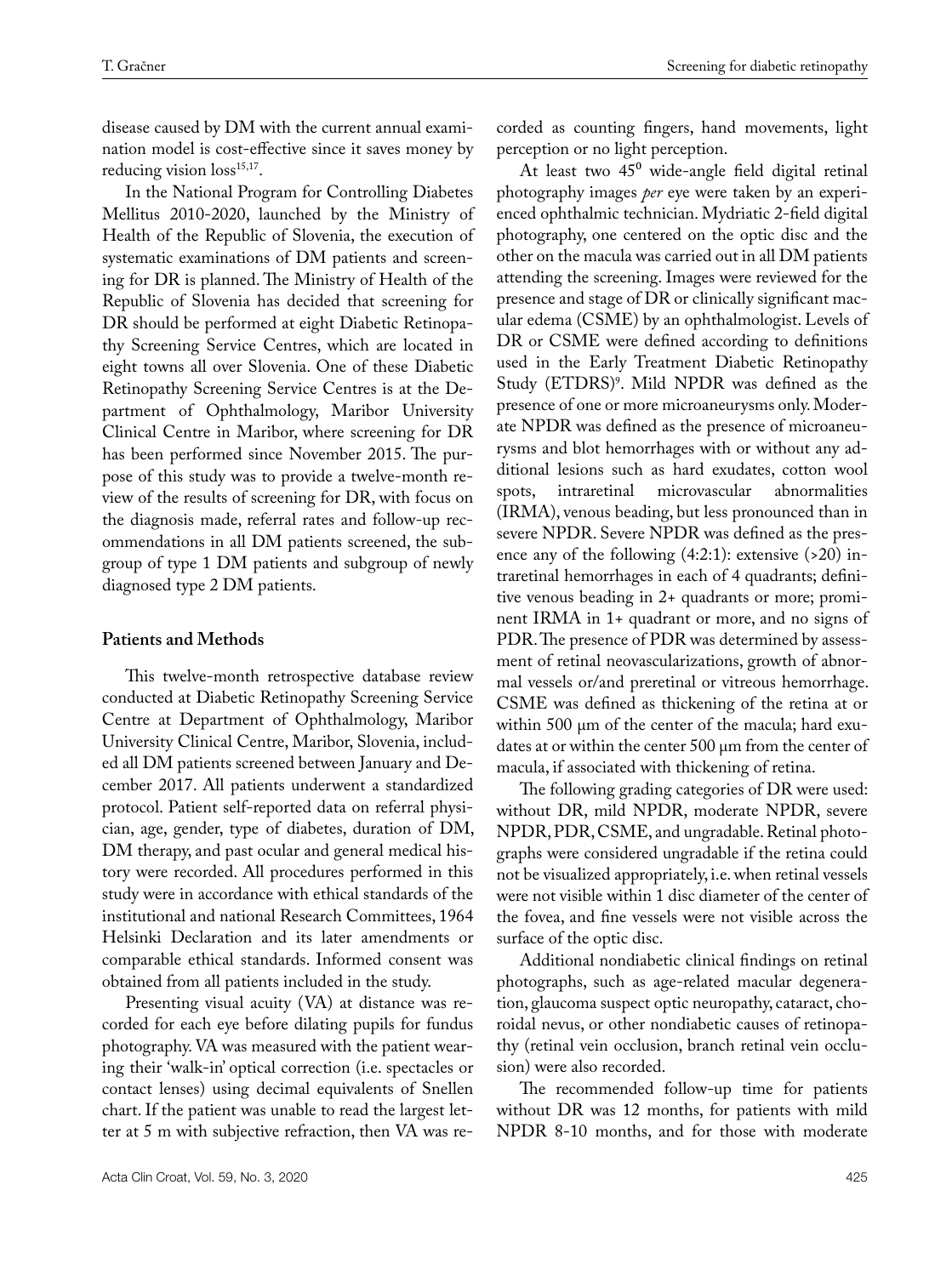disease caused by DM with the current annual examination model is cost-effective since it saves money by reducing vision loss[15,17].

In the National Program for Controlling Diabetes Mellitus 2010-2020, launched by the Ministry of Health of the Republic of Slovenia, the execution of systematic examinations of DM patients and screening for DR is planned. The Ministry of Health of the Republic of Slovenia has decided that screening for DR should be performed at eight Diabetic Retinopathy Screening Service Centres, which are located in eight towns all over Slovenia. One of these Diabetic Retinopathy Screening Service Centres is at the Department of Ophthalmology, Maribor University Clinical Centre in Maribor, where screening for DR has been performed since November 2015. The purpose of this study was to provide a twelve-month review of the results of screening for DR, with focus on the diagnosis made, referral rates and follow-up recommendations in all DM patients screened, the subgroup of type 1 DM patients and subgroup of newly diagnosed type 2 DM patients.

## Patients and Methods

This twelve-month retrospective database review conducted at Diabetic Retinopathy Screening Service Centre at Department of Ophthalmology, Maribor University Clinical Centre, Maribor, Slovenia, included all DM patients screened between January and December 2017. All patients underwent a standardized protocol. Patient self-reported data on referral physician, age, gender, type of diabetes, duration of DM, DM therapy, and past ocular and general medical history were recorded. All procedures performed in this study were in accordance with ethical standards of the institutional and national Research Committees, 1964 Helsinki Declaration and its later amendments or comparable ethical standards. Informed consent was obtained from all patients included in the study.

Presenting visual acuity (VA) at distance was recorded for each eye before dilating pupils for fundus photography. VA was measured with the patient wearing their 'walk-in' optical correction (i.e. spectacles or contact lenses) using decimal equivalents of Snellen chart. If the patient was unable to read the largest letter at 5 m with subjective refraction, then VA was recorded as counting fingers, hand movements, light perception or no light perception.

At least two $45^0$ wide-angle field digital retinal photography images *per* eye were taken by an experienced ophthalmic technician. Mydriatic 2-field digital photography, one centered on the optic disc and the other on the macula was carried out in all DM patients attending the screening. Images were reviewed for the presence and stage of DR or clinically significant macular edema (CSME) by an ophthalmologist. Levels of DR or CSME were defined according to definitions used in the Early Treatment Diabetic Retinopathy Study (ETDRS)[9]. Mild NPDR was defined as the presence of one or more microaneurysms only. Moderate NPDR was defined as the presence of microaneurysms and blot hemorrhages with or without any additional lesions such as hard exudates, cotton wool spots, intraretinal microvascular abnormalities (IRMA), venous beading, but less pronounced than in severe NPDR. Severe NPDR was defined as the presence any of the following (4:2:1): extensive (>20) intraretinal hemorrhages in each of 4 quadrants; definitive venous beading in 2+ quadrants or more; prominent IRMA in 1+ quadrant or more, and no signs of PDR. The presence of PDR was determined by assessment of retinal neovascularizations, growth of abnormal vessels or/and preretinal or vitreous hemorrhage. CSME was defined as thickening of the retina at or within 500 μm of the center of the macula; hard exudates at or within the center 500 μm from the center of macula, if associated with thickening of retina.

The following grading categories of DR were used: without DR, mild NPDR, moderate NPDR, severe NPDR, PDR, CSME, and ungradable. Retinal photographs were considered ungradable if the retina could not be visualized appropriately, i.e. when retinal vessels were not visible within 1 disc diameter of the center of the fovea, and fine vessels were not visible across the surface of the optic disc.

Additional nondiabetic clinical findings on retinal photographs, such as age-related macular degeneration, glaucoma suspect optic neuropathy, cataract, choroidal nevus, or other nondiabetic causes of retinopathy (retinal vein occlusion, branch retinal vein occlusion) were also recorded.

The recommended follow-up time for patients without DR was 12 months, for patients with mild NPDR 8-10 months, and for those with moderate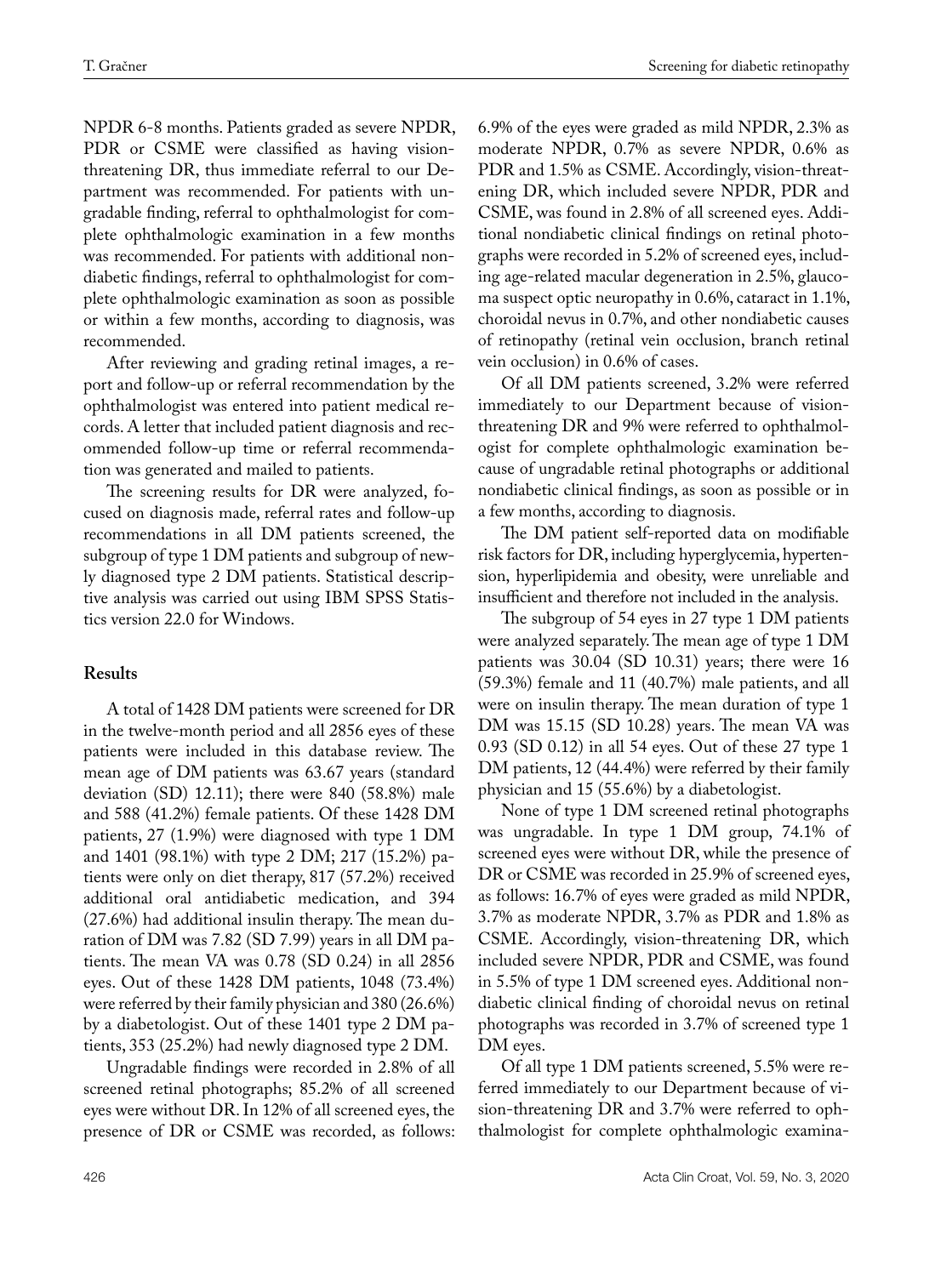NPDR 6-8 months. Patients graded as severe NPDR, PDR or CSME were classified as having vision-threatening DR, thus immediate referral to our Department was recommended. For patients with ungradable finding, referral to ophthalmologist for complete ophthalmologic examination in a few months was recommended. For patients with additional nondiabetic findings, referral to ophthalmologist for complete ophthalmologic examination as soon as possible or within a few months, according to diagnosis, was recommended.

After reviewing and grading retinal images, a report and follow-up or referral recommendation by the ophthalmologist was entered into patient medical records. A letter that included patient diagnosis and recommended follow-up time or referral recommendation was generated and mailed to patients.

The screening results for DR were analyzed, focused on diagnosis made, referral rates and follow-up recommendations in all DM patients screened, the subgroup of type 1 DM patients and subgroup of newly diagnosed type 2 DM patients. Statistical descriptive analysis was carried out using IBM SPSS Statistics version 22.0 for Windows.

## Results

A total of 1428 DM patients were screened for DR in the twelve-month period and all 2856 eyes of these patients were included in this database review. The mean age of DM patients was 63.67 years (standard deviation (SD) 12.11); there were 840 (58.8%) male and 588 (41.2%) female patients. Of these 1428 DM patients, 27 (1.9%) were diagnosed with type 1 DM and 1401 (98.1%) with type 2 DM; 217 (15.2%) patients were only on diet therapy, 817 (57.2%) received additional oral antidiabetic medication, and 394 (27.6%) had additional insulin therapy. The mean duration of DM was 7.82 (SD 7.99) years in all DM patients. The mean VA was 0.78 (SD 0.24) in all 2856 eyes. Out of these 1428 DM patients, 1048 (73.4%) were referred by their family physician and 380 (26.6%) by a diabetologist. Out of these 1401 type 2 DM patients, 353 (25.2%) had newly diagnosed type 2 DM.

Ungradable findings were recorded in 2.8% of all screened retinal photographs; 85.2% of all screened eyes were without DR. In 12% of all screened eyes, the presence of DR or CSME was recorded, as follows: 6.9% of the eyes were graded as mild NPDR, 2.3% as moderate NPDR, 0.7% as severe NPDR, 0.6% as PDR and 1.5% as CSME. Accordingly, vision-threatening DR, which included severe NPDR, PDR and CSME, was found in 2.8% of all screened eyes. Additional nondiabetic clinical findings on retinal photographs were recorded in 5.2% of screened eyes, including age-related macular degeneration in 2.5%, glaucoma suspect optic neuropathy in 0.6%, cataract in 1.1%, choroidal nevus in 0.7%, and other nondiabetic causes of retinopathy (retinal vein occlusion, branch retinal vein occlusion) in 0.6% of cases.

Of all DM patients screened, 3.2% were referred immediately to our Department because of vision-threatening DR and 9% were referred to ophthalmologist for complete ophthalmologic examination because of ungradable retinal photographs or additional nondiabetic clinical findings, as soon as possible or in a few months, according to diagnosis.

The DM patient self-reported data on modifiable risk factors for DR, including hyperglycemia, hypertension, hyperlipidemia and obesity, were unreliable and insufficient and therefore not included in the analysis.

The subgroup of 54 eyes in 27 type 1 DM patients were analyzed separately. The mean age of type 1 DM patients was 30.04 (SD 10.31) years; there were 16 (59.3%) female and 11 (40.7%) male patients, and all were on insulin therapy. The mean duration of type 1 DM was 15.15 (SD 10.28) years. The mean VA was 0.93 (SD 0.12) in all 54 eyes. Out of these 27 type 1 DM patients, 12 (44.4%) were referred by their family physician and 15 (55.6%) by a diabetologist.

None of type 1 DM screened retinal photographs was ungradable. In type 1 DM group, 74.1% of screened eyes were without DR, while the presence of DR or CSME was recorded in 25.9% of screened eyes, as follows: 16.7% of eyes were graded as mild NPDR, 3.7% as moderate NPDR, 3.7% as PDR and 1.8% as CSME. Accordingly, vision-threatening DR, which included severe NPDR, PDR and CSME, was found in 5.5% of type 1 DM screened eyes. Additional nondiabetic clinical finding of choroidal nevus on retinal photographs was recorded in 3.7% of screened type 1 DM eyes.

Of all type 1 DM patients screened, 5.5% were referred immediately to our Department because of vision-threatening DR and 3.7% were referred to ophthalmologist for complete ophthalmologic examina-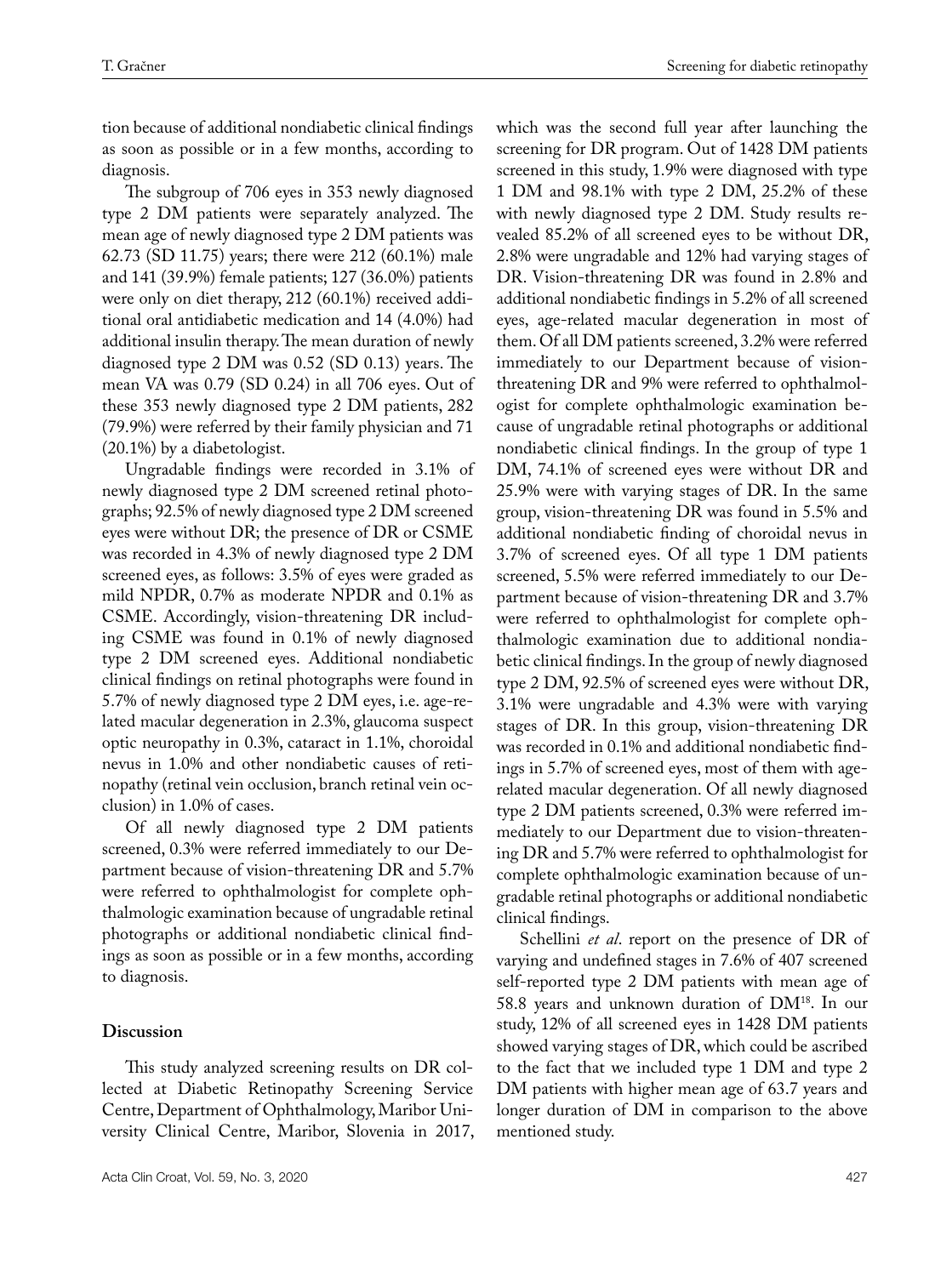tion because of additional nondiabetic clinical findings as soon as possible or in a few months, according to diagnosis.

The subgroup of 706 eyes in 353 newly diagnosed type 2 DM patients were separately analyzed. The mean age of newly diagnosed type 2 DM patients was 62.73 (SD 11.75) years; there were 212 (60.1%) male and 141 (39.9%) female patients; 127 (36.0%) patients were only on diet therapy, 212 (60.1%) received additional oral antidiabetic medication and 14 (4.0%) had additional insulin therapy. The mean duration of newly diagnosed type 2 DM was 0.52 (SD 0.13) years. The mean VA was 0.79 (SD 0.24) in all 706 eyes. Out of these 353 newly diagnosed type 2 DM patients, 282 (79.9%) were referred by their family physician and 71 (20.1%) by a diabetologist.

Ungradable findings were recorded in 3.1% of newly diagnosed type 2 DM screened retinal photographs; 92.5% of newly diagnosed type 2 DM screened eyes were without DR; the presence of DR or CSME was recorded in 4.3% of newly diagnosed type 2 DM screened eyes, as follows: 3.5% of eyes were graded as mild NPDR, 0.7% as moderate NPDR and 0.1% as CSME. Accordingly, vision-threatening DR including CSME was found in 0.1% of newly diagnosed type 2 DM screened eyes. Additional nondiabetic clinical findings on retinal photographs were found in 5.7% of newly diagnosed type 2 DM eyes, i.e. age-related macular degeneration in 2.3%, glaucoma suspect optic neuropathy in 0.3%, cataract in 1.1%, choroidal nevus in 1.0% and other nondiabetic causes of retinopathy (retinal vein occlusion, branch retinal vein occlusion) in 1.0% of cases.

Of all newly diagnosed type 2 DM patients screened, 0.3% were referred immediately to our Department because of vision-threatening DR and 5.7% were referred to ophthalmologist for complete ophthalmologic examination because of ungradable retinal photographs or additional nondiabetic clinical findings as soon as possible or in a few months, according to diagnosis.

## Discussion

This study analyzed screening results on DR collected at Diabetic Retinopathy Screening Service Centre, Department of Ophthalmology, Maribor University Clinical Centre, Maribor, Slovenia in 2017, which was the second full year after launching the screening for DR program. Out of 1428 DM patients screened in this study, 1.9% were diagnosed with type 1 DM and 98.1% with type 2 DM, 25.2% of these with newly diagnosed type 2 DM. Study results revealed 85.2% of all screened eyes to be without DR, 2.8% were ungradable and 12% had varying stages of DR. Vision-threatening DR was found in 2.8% and additional nondiabetic findings in 5.2% of all screened eyes, age-related macular degeneration in most of them. Of all DM patients screened, 3.2% were referred immediately to our Department because of vision-threatening DR and 9% were referred to ophthalmologist for complete ophthalmologic examination because of ungradable retinal photographs or additional nondiabetic clinical findings. In the group of type 1 DM, 74.1% of screened eyes were without DR and 25.9% were with varying stages of DR. In the same group, vision-threatening DR was found in 5.5% and additional nondiabetic finding of choroidal nevus in 3.7% of screened eyes. Of all type 1 DM patients screened, 5.5% were referred immediately to our Department because of vision-threatening DR and 3.7% were referred to ophthalmologist for complete ophthalmologic examination due to additional nondiabetic clinical findings. In the group of newly diagnosed type 2 DM, 92.5% of screened eyes were without DR, 3.1% were ungradable and 4.3% were with varying stages of DR. In this group, vision-threatening DR was recorded in 0.1% and additional nondiabetic findings in 5.7% of screened eyes, most of them with age-related macular degeneration. Of all newly diagnosed type 2 DM patients screened, 0.3% were referred immediately to our Department due to vision-threatening DR and 5.7% were referred to ophthalmologist for complete ophthalmologic examination because of ungradable retinal photographs or additional nondiabetic clinical findings.

Schellini *et al*. report on the presence of DR of varying and undefined stages in 7.6% of 407 screened self-reported type 2 DM patients with mean age of 58.8 years and unknown duration of DM[18]. In our study, 12% of all screened eyes in 1428 DM patients showed varying stages of DR, which could be ascribed to the fact that we included type 1 DM and type 2 DM patients with higher mean age of 63.7 years and longer duration of DM in comparison to the above mentioned study.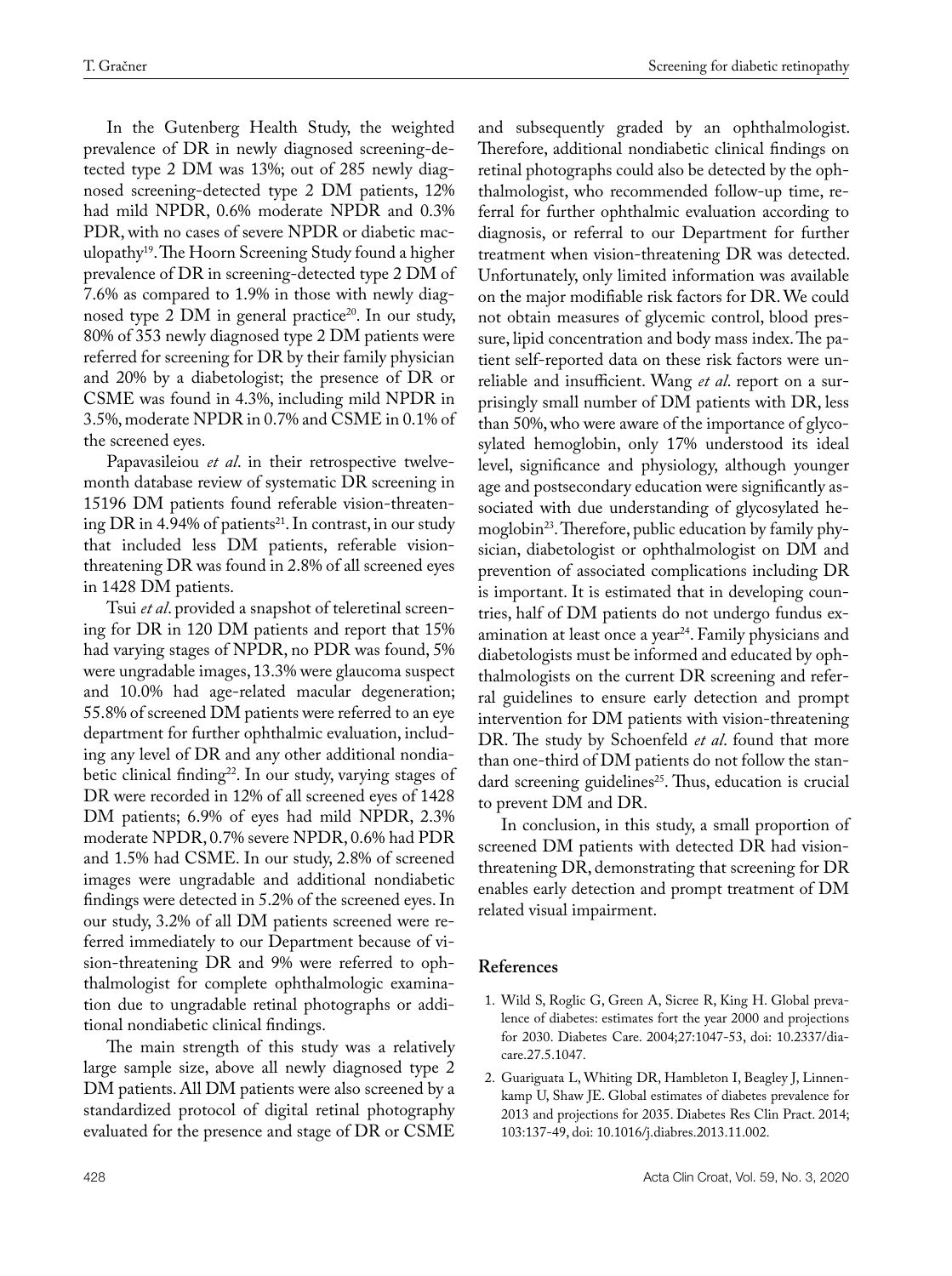In the Gutenberg Health Study, the weighted prevalence of DR in newly diagnosed screening-detected type 2 DM was 13%; out of 285 newly diagnosed screening-detected type 2 DM patients, 12% had mild NPDR, 0.6% moderate NPDR and 0.3% PDR, with no cases of severe NPDR or diabetic maculopathy[19]. The Hoorn Screening Study found a higher prevalence of DR in screening-detected type 2 DM of 7.6% as compared to 1.9% in those with newly diagnosed type 2 DM in general practice[20]. In our study, 80% of 353 newly diagnosed type 2 DM patients were referred for screening for DR by their family physician and 20% by a diabetologist; the presence of DR or CSME was found in 4.3%, including mild NPDR in 3.5%, moderate NPDR in 0.7% and CSME in 0.1% of the screened eyes.

Papavasileiou *et al*. in their retrospective twelve-month database review of systematic DR screening in 15196 DM patients found referable vision-threatening DR in 4.94% of patients[21]. In contrast, in our study that included less DM patients, referable vision-threatening DR was found in 2.8% of all screened eyes in 1428 DM patients.

Tsui *et al*. provided a snapshot of teleretinal screening for DR in 120 DM patients and report that 15% had varying stages of NPDR, no PDR was found, 5% were ungradable images, 13.3% were glaucoma suspect and 10.0% had age-related macular degeneration; 55.8% of screened DM patients were referred to an eye department for further ophthalmic evaluation, including any level of DR and any other additional nondiabetic clinical finding[22]. In our study, varying stages of DR were recorded in 12% of all screened eyes of 1428 DM patients; 6.9% of eyes had mild NPDR, 2.3% moderate NPDR, 0.7% severe NPDR, 0.6% had PDR and 1.5% had CSME. In our study, 2.8% of screened images were ungradable and additional nondiabetic findings were detected in 5.2% of the screened eyes. In our study, 3.2% of all DM patients screened were referred immediately to our Department because of vision-threatening DR and 9% were referred to ophthalmologist for complete ophthalmologic examination due to ungradable retinal photographs or additional nondiabetic clinical findings.

The main strength of this study was a relatively large sample size, above all newly diagnosed type 2 DM patients. All DM patients were also screened by a standardized protocol of digital retinal photography evaluated for the presence and stage of DR or CSME and subsequently graded by an ophthalmologist. Therefore, additional nondiabetic clinical findings on retinal photographs could also be detected by the ophthalmologist, who recommended follow-up time, referral for further ophthalmic evaluation according to diagnosis, or referral to our Department for further treatment when vision-threatening DR was detected. Unfortunately, only limited information was available on the major modifiable risk factors for DR. We could not obtain measures of glycemic control, blood pressure, lipid concentration and body mass index. The patient self-reported data on these risk factors were unreliable and insufficient. Wang *et al*. report on a surprisingly small number of DM patients with DR, less than 50%, who were aware of the importance of glycosylated hemoglobin, only 17% understood its ideal level, significance and physiology, although younger age and postsecondary education were significantly associated with due understanding of glycosylated hemoglobin[23]. Therefore, public education by family physician, diabetologist or ophthalmologist on DM and prevention of associated complications including DR is important. It is estimated that in developing countries, half of DM patients do not undergo fundus examination at least once a year[24]. Family physicians and diabetologists must be informed and educated by ophthalmologists on the current DR screening and referral guidelines to ensure early detection and prompt intervention for DM patients with vision-threatening DR. The study by Schoenfeld *et al*. found that more than one-third of DM patients do not follow the standard screening guidelines[25]. Thus, education is crucial to prevent DM and DR.

In conclusion, in this study, a small proportion of screened DM patients with detected DR had vision-threatening DR, demonstrating that screening for DR enables early detection and prompt treatment of DM related visual impairment.

## References

1. Wild S, Roglic G, Green A, Sicree R, King H. Global prevalence of diabetes: estimates fort the year 2000 and projections for 2030. Diabetes Care. 2004;27:1047-53, doi: 10.2337/diacare.27.5.1047.
2. Guariguata L, Whiting DR, Hambleton I, Beagley J, Linnenkamp U, Shaw JE. Global estimates of diabetes prevalence for 2013 and projections for 2035. Diabetes Res Clin Pract. 2014; 103:137-49, doi: 10.1016/j.diabres.2013.11.002.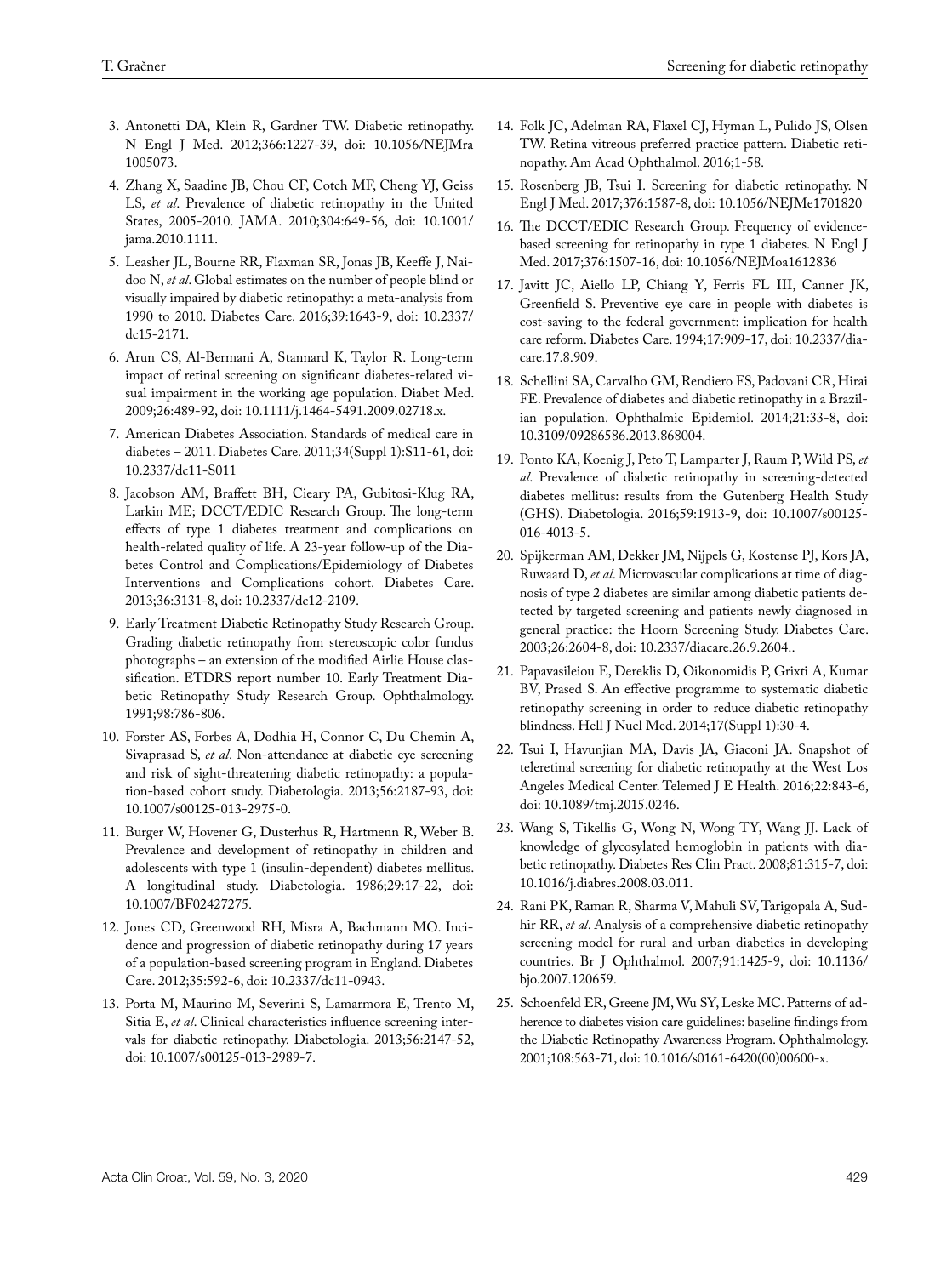3. Antonetti DA, Klein R, Gardner TW. Diabetic retinopathy. N Engl J Med. 2012;366:1227-39, doi: 10.1056/NEJMra 1005073.
4. Zhang X, Saadine JB, Chou CF, Cotch MF, Cheng YJ, Geiss LS, *et al*. Prevalence of diabetic retinopathy in the United States, 2005-2010. JAMA. 2010;304:649-56, doi: 10.1001/ jama.2010.1111.
5. Leasher JL, Bourne RR, Flaxman SR, Jonas JB, Keeffe J, Naidoo N, *et al*. Global estimates on the number of people blind or visually impaired by diabetic retinopathy: a meta-analysis from 1990 to 2010. Diabetes Care. 2016;39:1643-9, doi: 10.2337/ dc15-2171.
6. Arun CS, Al-Bermani A, Stannard K, Taylor R. Long-term impact of retinal screening on significant diabetes-related visual impairment in the working age population. Diabet Med. 2009;26:489-92, doi: 10.1111/j.1464-5491.2009.02718.x.
7. American Diabetes Association. Standards of medical care in diabetes – 2011. Diabetes Care. 2011;34(Suppl 1):S11-61, doi: 10.2337/dc11-S011
8. Jacobson AM, Braffett BH, Cieary PA, Gubitosi-Klug RA, Larkin ME; DCCT/EDIC Research Group. The long-term effects of type 1 diabetes treatment and complications on health-related quality of life. A 23-year follow-up of the Diabetes Control and Complications/Epidemiology of Diabetes Interventions and Complications cohort. Diabetes Care. 2013;36:3131-8, doi: 10.2337/dc12-2109.
9. Early Treatment Diabetic Retinopathy Study Research Group. Grading diabetic retinopathy from stereoscopic color fundus photographs – an extension of the modified Airlie House classification. ETDRS report number 10. Early Treatment Diabetic Retinopathy Study Research Group. Ophthalmology. 1991;98:786-806.
10. Forster AS, Forbes A, Dodhia H, Connor C, Du Chemin A, Sivaprasad S, *et al*. Non-attendance at diabetic eye screening and risk of sight-threatening diabetic retinopathy: a population-based cohort study. Diabetologia. 2013;56:2187-93, doi: 10.1007/s00125-013-2975-0.
11. Burger W, Hovener G, Dusterhus R, Hartmenn R, Weber B. Prevalence and development of retinopathy in children and adolescents with type 1 (insulin-dependent) diabetes mellitus. A longitudinal study. Diabetologia. 1986;29:17-22, doi: 10.1007/BF02427275.
12. Jones CD, Greenwood RH, Misra A, Bachmann MO. Incidence and progression of diabetic retinopathy during 17 years of a population-based screening program in England. Diabetes Care. 2012;35:592-6, doi: 10.2337/dc11-0943.
13. Porta M, Maurino M, Severini S, Lamarmora E, Trento M, Sitia E, *et al*. Clinical characteristics influence screening intervals for diabetic retinopathy. Diabetologia. 2013;56:2147-52, doi: 10.1007/s00125-013-2989-7.
14. Folk JC, Adelman RA, Flaxel CJ, Hyman L, Pulido JS, Olsen TW. Retina vitreous preferred practice pattern. Diabetic retinopathy. Am Acad Ophthalmol. 2016;1-58.
15. Rosenberg JB, Tsui I. Screening for diabetic retinopathy. N Engl J Med. 2017;376:1587-8, doi: 10.1056/NEJMe1701820
16. The DCCT/EDIC Research Group. Frequency of evidence-based screening for retinopathy in type 1 diabetes. N Engl J Med. 2017;376:1507-16, doi: 10.1056/NEJMoa1612836
17. Javitt JC, Aiello LP, Chiang Y, Ferris FL III, Canner JK, Greenfield S. Preventive eye care in people with diabetes is cost-saving to the federal government: implication for health care reform. Diabetes Care. 1994;17:909-17, doi: 10.2337/diacare.17.8.909.
18. Schellini SA, Carvalho GM, Rendiero FS, Padovani CR, Hirai FE. Prevalence of diabetes and diabetic retinopathy in a Brazilian population. Ophthalmic Epidemiol. 2014;21:33-8, doi: 10.3109/09286586.2013.868004.
19. Ponto KA, Koenig J, Peto T, Lamparter J, Raum P, Wild PS, *et al*. Prevalence of diabetic retinopathy in screening-detected diabetes mellitus: results from the Gutenberg Health Study (GHS). Diabetologia. 2016;59:1913-9, doi: 10.1007/s00125-016-4013-5.
20. Spijkerman AM, Dekker JM, Nijpels G, Kostense PJ, Kors JA, Ruwaard D, *et al*. Microvascular complications at time of diagnosis of type 2 diabetes are similar among diabetic patients detected by targeted screening and patients newly diagnosed in general practice: the Hoorn Screening Study. Diabetes Care. 2003;26:2604-8, doi: 10.2337/diacare.26.9.2604..
21. Papavasileiou E, Dereklis D, Oikonomidis P, Grixti A, Kumar BV, Prased S. An effective programme to systematic diabetic retinopathy screening in order to reduce diabetic retinopathy blindness. Hell J Nucl Med. 2014;17(Suppl 1):30-4.
22. Tsui I, Havunjian MA, Davis JA, Giaconi JA. Snapshot of teleretinal screening for diabetic retinopathy at the West Los Angeles Medical Center. Telemed J E Health. 2016;22:843-6, doi: 10.1089/tmj.2015.0246.
23. Wang S, Tikellis G, Wong N, Wong TY, Wang JJ. Lack of knowledge of glycosylated hemoglobin in patients with diabetic retinopathy. Diabetes Res Clin Pract. 2008;81:315-7, doi: 10.1016/j.diabres.2008.03.011.
24. Rani PK, Raman R, Sharma V, Mahuli SV, Tarigopala A, Sudhir RR, *et al*. Analysis of a comprehensive diabetic retinopathy screening model for rural and urban diabetics in developing countries. Br J Ophthalmol. 2007;91:1425-9, doi: 10.1136/ bjo.2007.120659.
25. Schoenfeld ER, Greene JM, Wu SY, Leske MC. Patterns of adherence to diabetes vision care guidelines: baseline findings from the Diabetic Retinopathy Awareness Program. Ophthalmology. 2001;108:563-71, doi: 10.1016/s0161-6420(00)00600-x.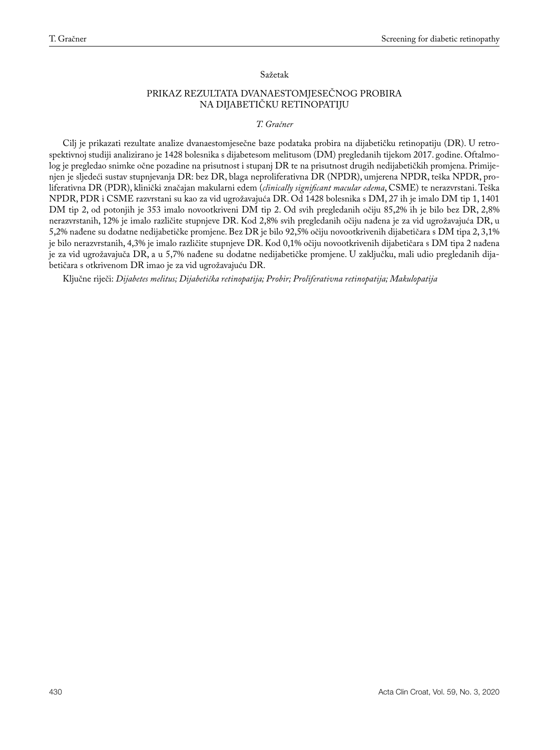Sažetak

## PRIKAZ REZULTATA DVANAESTOMJESEČNOG PROBIRA NA DIJABETIČKU RETINOPATIJU

*T. Gračner*

Cilj je prikazati rezultate analize dvanaestomjesečne baze podataka probira na dijabetičku retinopatiju (DR). U retrospektivnoj studiji analizirano je 1428 bolesnika s dijabetesom melitusom (DM) pregledanih tijekom 2017. godine. Oftalmolog je pregledao snimke očne pozadine na prisutnost i stupanj DR te na prisutnost drugih nedijabetičkih promjena. Primijenjen je sljedeći sustav stupnjevanja DR: bez DR, blaga neproliferativna DR (NPDR), umjerena NPDR, teška NPDR, proliferativna DR (PDR), klinički značajan makularni edem (*clinically significant macular edema*, CSME) te nerazvrstani. Teška NPDR, PDR i CSME razvrstani su kao za vid ugrožavajuća DR. Od 1428 bolesnika s DM, 27 ih je imalo DM tip 1, 1401 DM tip 2, od potonjih je 353 imalo novootkriveni DM tip 2. Od svih pregledanih očiju 85,2% ih je bilo bez DR, 2,8% nerazvrstanih, 12% je imalo različite stupnjeve DR. Kod 2,8% svih pregledanih očiju nađena je za vid ugrožavajuća DR, u 5,2% nađene su dodatne nedijabetičke promjene. Bez DR je bilo 92,5% očiju novootkrivenih dijabetičara s DM tipa 2, 3,1% je bilo nerazvrstanih, 4,3% je imalo različite stupnjeve DR. Kod 0,1% očiju novootkrivenih dijabetičara s DM tipa 2 nađena je za vid ugrožavajuča DR, a u 5,7% nađene su dodatne nedijabetičke promjene. U zaključku, mali udio pregledanih dijabetičara s otkrivenom DR imao je za vid ugrožavajuću DR.

Ključne riječi: *Dijabetes melitus; Dijabetička retinopatija; Probir; Proliferativna retinopatija; Makulopatija*